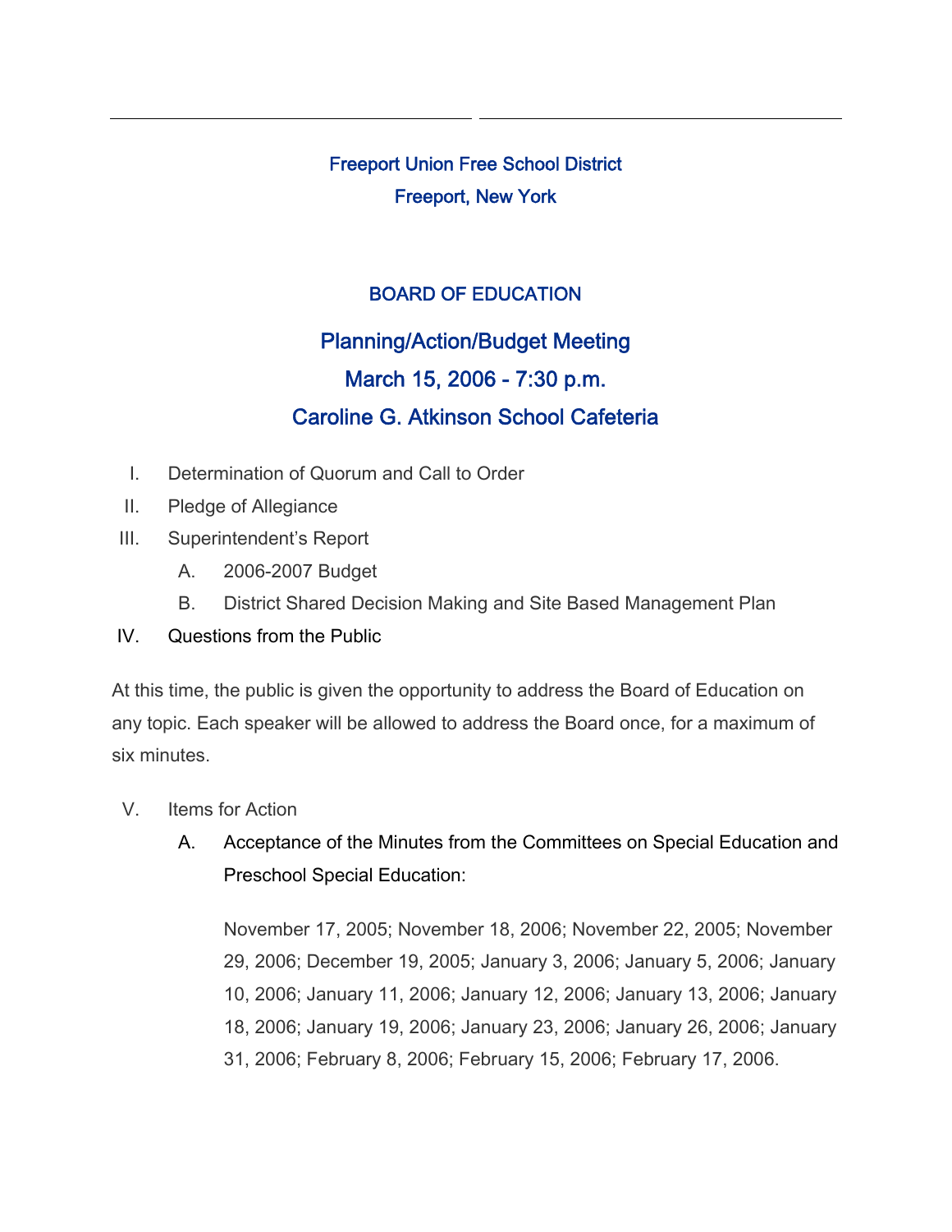Freeport Union Free School District

Freeport, New York

## BOARD OF EDUCATION

## Planning/Action/Budget Meeting

## March 15, 2006 - 7:30 p.m.

## Caroline G. Atkinson School Cafeteria

I. Determination of Quorum and Call to Order

II. Pledge of Allegiance

III. Superintendent's Report

   A. 2006-2007 Budget

   B. District Shared Decision Making and Site Based Management Plan

IV. Questions from the Public

At this time, the public is given the opportunity to address the Board of Education on any topic. Each speaker will be allowed to address the Board once, for a maximum of six minutes.

V. Items for Action

   A. Acceptance of the Minutes from the Committees on Special Education and Preschool Special Education:

   November 17, 2005; November 18, 2006; November 22, 2005; November 29, 2006; December 19, 2005; January 3, 2006; January 5, 2006; January 10, 2006; January 11, 2006; January 12, 2006; January 13, 2006; January 18, 2006; January 19, 2006; January 23, 2006; January 26, 2006; January 31, 2006; February 8, 2006; February 15, 2006; February 17, 2006.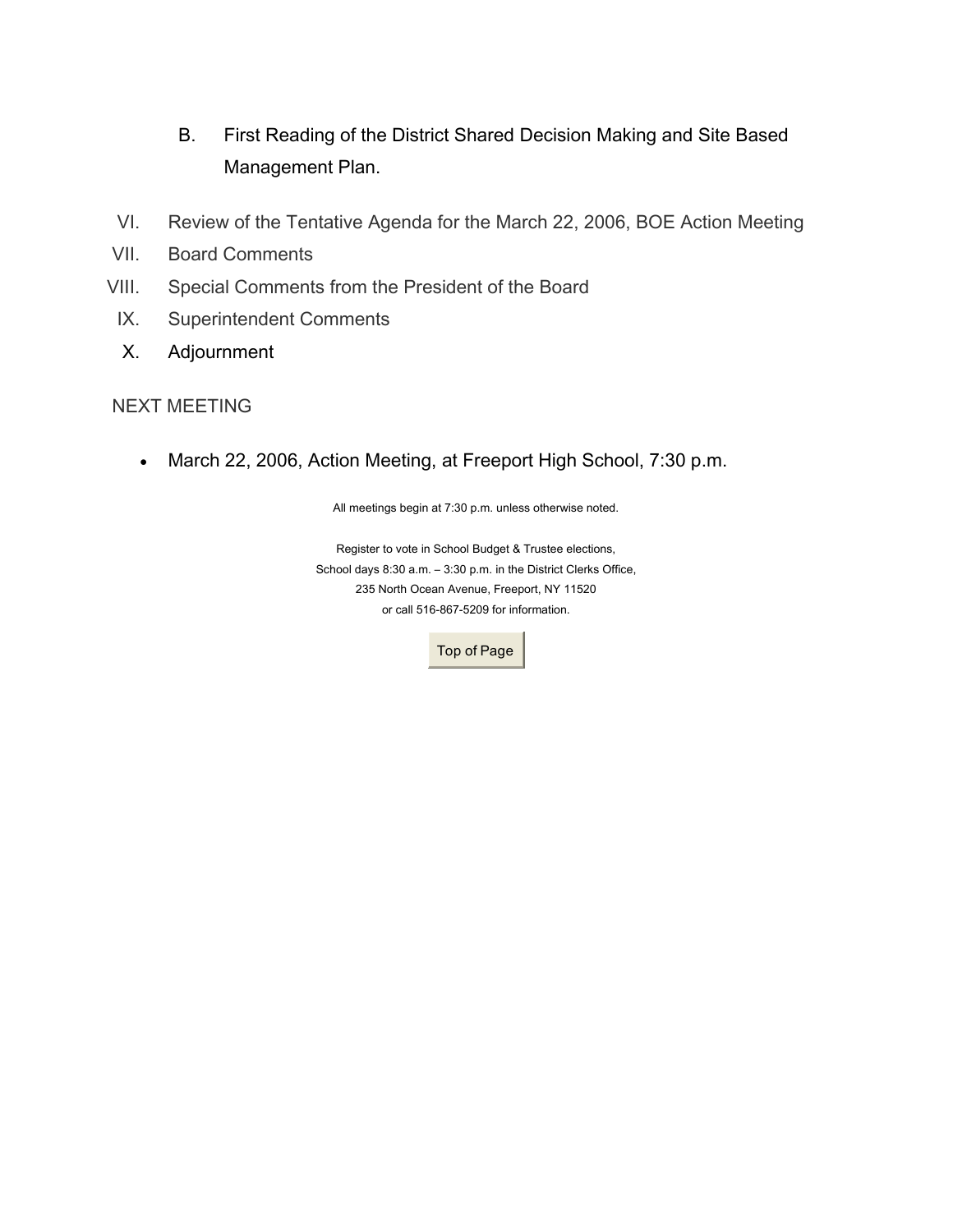B. First Reading of the District Shared Decision Making and Site Based Management Plan.

VI. Review of the Tentative Agenda for the March 22, 2006, BOE Action Meeting

VII. Board Comments

VIII. Special Comments from the President of the Board

IX. Superintendent Comments

X. Adjournment

NEXT MEETING

- March 22, 2006, Action Meeting, at Freeport High School, 7:30 p.m.

All meetings begin at 7:30 p.m. unless otherwise noted.

Register to vote in School Budget & Trustee elections,
School days 8:30 a.m. – 3:30 p.m. in the District Clerks Office,
235 North Ocean Avenue, Freeport, NY 11520
or call 516-867-5209 for information.

Top of Page